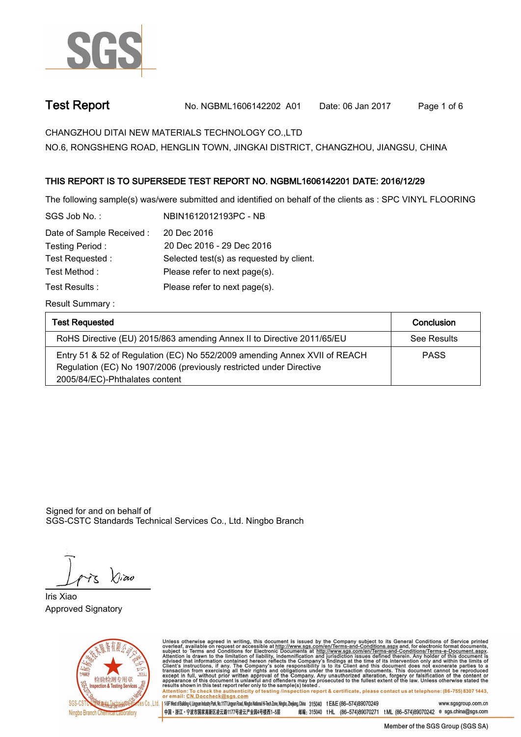# Test Report

No. NGBML1606142202 A01 Date: 06 Jan 2017

CHANGZHOU DITAI NEW MATERIALS TECHNOLOGY CO.,LTD
NO.6, RONGSHENG ROAD, HENGLIN TOWN, JINGKAI DISTRICT, CHANGZHOU, JIANGSU, CHINA

**THIS REPORT IS TO SUPERSEDE TEST REPORT NO. NGBML1606142201 DATE: 2016/12/29**

The following sample(s) was/were submitted and identified on behalf of the clients as : SPC VINYL FLOORING

SGS Job No. : NBIN1612012193PC - NB

Date of Sample Received : 20 Dec 2016
Testing Period : 20 Dec 2016 - 29 Dec 2016
Test Requested : Selected test(s) as requested by client.
Test Method : Please refer to next page(s).
Test Results : Please refer to next page(s).

Result Summary :

| Test Requested | Conclusion |
|---|---|
| RoHS Directive (EU) 2015/863 amending Annex II to Directive 2011/65/EU | See Results |
| Entry 51 & 52 of Regulation (EC) No 552/2009 amending Annex XVII of REACH Regulation (EC) No 1907/2006 (previously restricted under Directive 2005/84/EC)-Phthalates content | PASS |

Signed for and on behalf of
SGS-CSTC Standards Technical Services Co., Ltd. Ningbo Branch

Iris Xiao
Approved Signatory

Unless otherwise agreed in writing, this document is issued by the Company subject to its General Conditions of Service printed overleaf, available on request or accessible at http://www.sgs.com/en/Terms-and-Conditions.aspx and, for electronic format documents, subject to Terms and Conditions for Electronic Documents at http://www.sgs.com/en/Terms-and-Conditions/Terms-e-Document.aspx. Attention is drawn to the limitation of liability, indemnification and jurisdiction issues defined therein. Any holder of this document is advised that information contained hereon reflects the Company's findings at the time of its intervention only and within the limits of Client's instructions, if any. The Company's sole responsibility is to its Client and this document does not exonerate parties to a transaction from exercising all their rights and obligations under the transaction documents. This document cannot be reproduced except in full, without prior written approval of the Company. Any unauthorized alteration, forgery or falsification of the content or appearance of this document is unlawful and offenders may be prosecuted to the fullest extent of the law. Unless otherwise stated the results shown in this test report refer only to the sample(s) tested .
Attention: To check the authenticity of testing /inspection report & certificate, please contact us at telephone: (86-755) 8307 1443, or email: CN.Doccheck@sgs.com

1-5/F West of Building 4, Lingyun Industry Park, No.1177 Lingyun Road, Ningbo National Hi-Tech Zone, Ningbo, Zhejiang, China 315040 t E&E (86–574)89070249 www.sgsgroup.com.cn
中国・浙江・宁波市国家高新区凌云路1177号凌云产业园4号楼西1–5层 邮编: 315040 t HL (86–574)89070271 t ML (86–574)89070242 e sgs.china@sgs.com

Member of the SGS Group (SGS SA)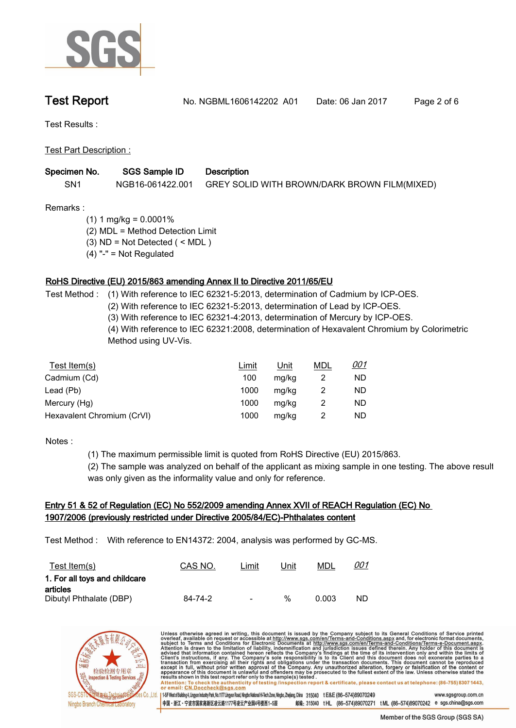# Test Report

No. NGBML1606142202 A01 Date: 06 Jan 2017

Test Results :

Test Part Description :

| Specimen No. | SGS Sample ID | Description |
|---|---|---|
| SN1 | NGB16-061422.001 | GREY SOLID WITH BROWN/DARK BROWN FILM(MIXED) |

Remarks :

(1) 1 mg/kg = 0.0001%
(2) MDL = Method Detection Limit
(3) ND = Not Detected ( < MDL )
(4) "-" = Not Regulated

## RoHS Directive (EU) 2015/863 amending Annex II to Directive 2011/65/EU

Test Method : (1) With reference to IEC 62321-5:2013, determination of Cadmium by ICP-OES.
(2) With reference to IEC 62321-5:2013, determination of Lead by ICP-OES.
(3) With reference to IEC 62321-4:2013, determination of Mercury by ICP-OES.
(4) With reference to IEC 62321:2008, determination of Hexavalent Chromium by Colorimetric Method using UV-Vis.

| Test Item(s) | Limit | Unit | MDL | 001 |
|---|---|---|---|---|
| Cadmium (Cd) | 100 | mg/kg | 2 | ND |
| Lead (Pb) | 1000 | mg/kg | 2 | ND |
| Mercury (Hg) | 1000 | mg/kg | 2 | ND |
| Hexavalent Chromium (CrVI) | 1000 | mg/kg | 2 | ND |

Notes :

(1) The maximum permissible limit is quoted from RoHS Directive (EU) 2015/863.
(2) The sample was analyzed on behalf of the applicant as mixing sample in one testing. The above result was only given as the informality value and only for reference.

## Entry 51 & 52 of Regulation (EC) No 552/2009 amending Annex XVII of REACH Regulation (EC) No 1907/2006 (previously restricted under Directive 2005/84/EC)-Phthalates content

Test Method : With reference to EN14372: 2004, analysis was performed by GC-MS.

| Test Item(s) | CAS NO. | Limit | Unit | MDL | 001 |
|---|---|---|---|---|---|
| **1. For all toys and childcare articles** | | | | | |
| Dibutyl Phthalate (DBP) | 84-74-2 | - | % | 0.003 | ND |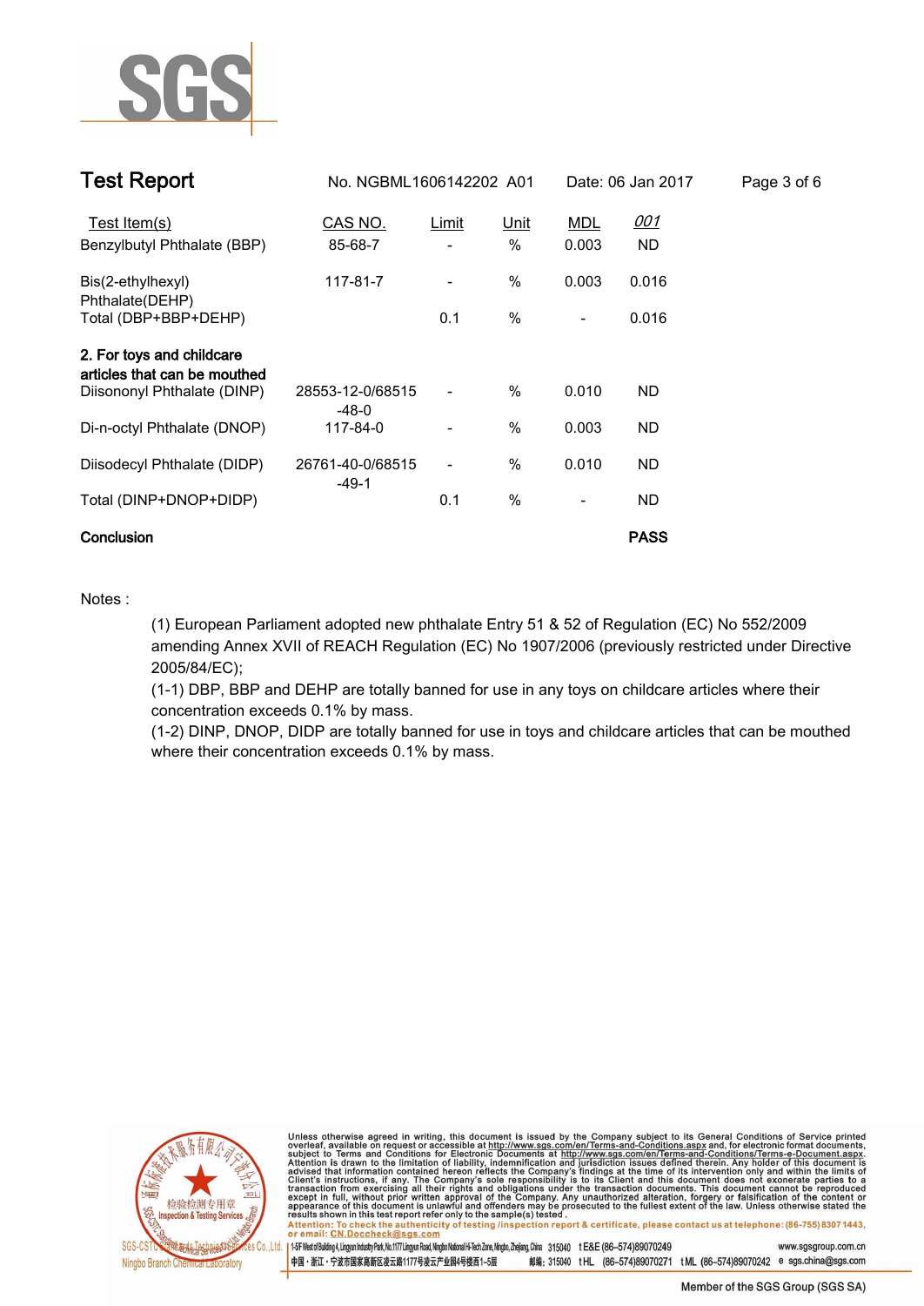## Test Report

No. NGBML1606142202 A01 &nbsp;&nbsp; Date: 06 Jan 2017

| Test Item(s) | CAS NO. | Limit | Unit | MDL | 001 |
|---|---|---|---|---|---|
| Benzylbutyl Phthalate (BBP) | 85-68-7 | - | % | 0.003 | ND |
| Bis(2-ethylhexyl) Phthalate(DEHP) | 117-81-7 | - | % | 0.003 | 0.016 |
| Total (DBP+BBP+DEHP) | | 0.1 | % | - | 0.016 |
| **2. For toys and childcare articles that can be mouthed** | | | | | |
| Diisononyl Phthalate (DINP) | 28553-12-0/68515-48-0 | - | % | 0.010 | ND |
| Di-n-octyl Phthalate (DNOP) | 117-84-0 | - | % | 0.003 | ND |
| Diisodecyl Phthalate (DIDP) | 26761-40-0/68515-49-1 | - | % | 0.010 | ND |
| Total (DINP+DNOP+DIDP) | | 0.1 | % | - | ND |
| **Conclusion** | | | | | **PASS** |

Notes :

(1) European Parliament adopted new phthalate Entry 51 & 52 of Regulation (EC) No 552/2009 amending Annex XVII of REACH Regulation (EC) No 1907/2006 (previously restricted under Directive 2005/84/EC);

(1-1) DBP, BBP and DEHP are totally banned for use in any toys on childcare articles where their concentration exceeds 0.1% by mass.

(1-2) DINP, DNOP, DIDP are totally banned for use in toys and childcare articles that can be mouthed where their concentration exceeds 0.1% by mass.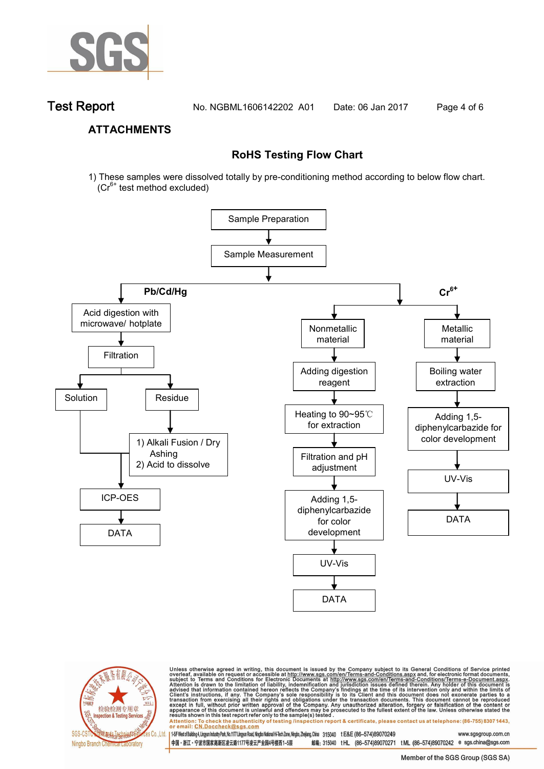## ATTACHMENTS

### RoHS Testing Flow Chart

1) These samples were dissolved totally by pre-conditioning method according to below flow chart. ($Cr^{6+}$ test method excluded)

Sample Preparation → Sample Measurement

**Pb/Cd/Hg**

- Acid digestion with microwave/ hotplate
- Filtration
  - Solution
  - Residue → 1) Alkali Fusion / Dry Ashing 2) Acid to dissolve
- ICP-OES
- DATA

**$Cr^{6+}$**

- Nonmetallic material
  - Adding digestion reagent
  - Heating to 90~95℃ for extraction
  - Filtration and pH adjustment
  - Adding 1,5-diphenylcarbazide for color development
  - UV-Vis
  - DATA
- Metallic material
  - Boiling water extraction
  - Adding 1,5-diphenylcarbazide for color development
  - UV-Vis
  - DATA

Unless otherwise agreed in writing, this document is issued by the Company subject to its General Conditions of Service printed overleaf, available on request or accessible at http://www.sgs.com/en/Terms-and-Conditions.aspx and, for electronic format documents, subject to Terms and Conditions for Electronic Documents at http://www.sgs.com/en/Terms-and-Conditions/Terms-e-Document.aspx. Attention is drawn to the limitation of liability, indemnification and jurisdiction issues defined therein. Any holder of this document is advised that information contained hereon reflects the Company's findings at the time of its intervention only and within the limits of Client's instructions, if any. The Company's sole responsibility is to its Client and this document does not exonerate parties to a transaction from exercising all their rights and obligations under the transaction documents. This document cannot be reproduced except in full, without prior written approval of the Company. Any unauthorized alteration, forgery or falsification of the content or appearance of this document is unlawful and offenders may be prosecuted to the fullest extent of the law. Unless otherwise stated the results shown in this test report refer only to the sample(s) tested.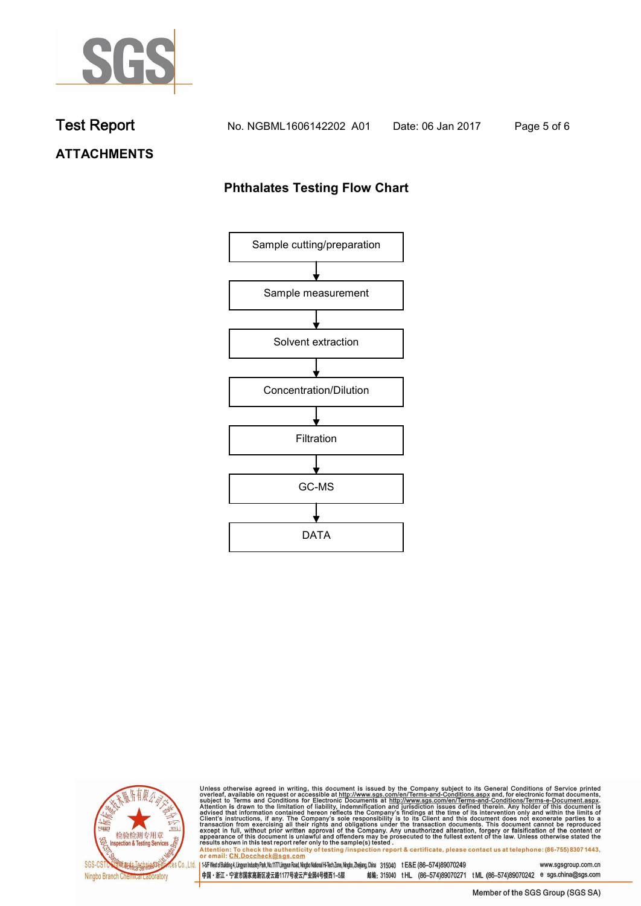# Test Report

No. NGBML1606142202 A01 Date: 06 Jan 2017

## ATTACHMENTS

### Phthalates Testing Flow Chart

Sample cutting/preparation

↓

Sample measurement

↓

Solvent extraction

↓

Concentration/Dilution

↓

Filtration

↓

GC-MS

↓

DATA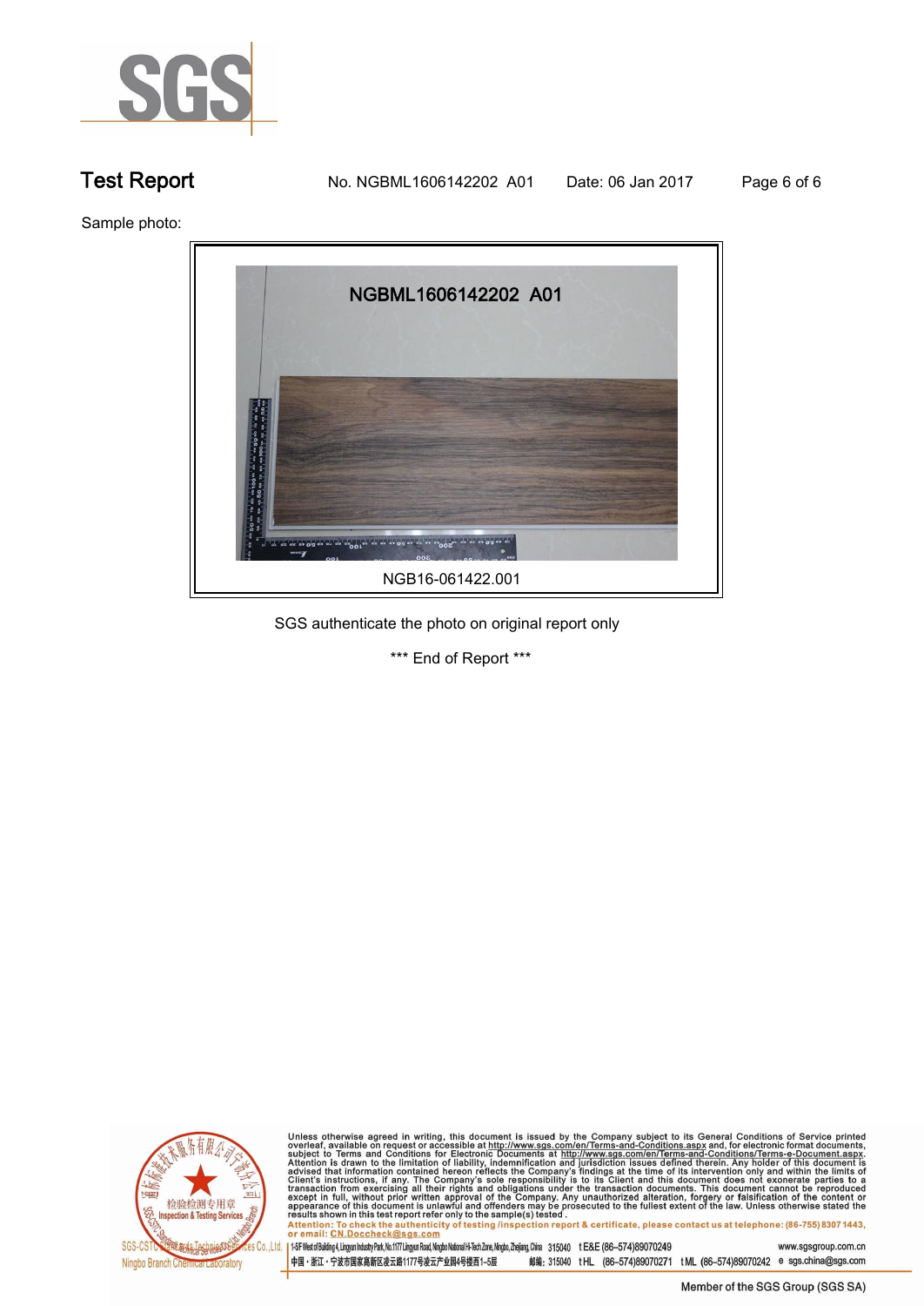**Test Report** No. NGBML1606142202 A01 Date: 06 Jan 2017

Sample photo:

NGBML1606142202 A01

NGB16-061422.001

SGS authenticate the photo on original report only

*** End of Report ***

Unless otherwise agreed in writing, this document is issued by the Company subject to its General Conditions of Service printed overleaf, available on request or accessible at http://www.sgs.com/en/Terms-and-Conditions.aspx and, for electronic format documents, subject to Terms and Conditions for Electronic Documents at http://www.sgs.com/en/Terms-and-Conditions/Terms-e-Document.aspx. Attention is drawn to the limitation of liability, indemnification and jurisdiction issues defined therein. Any holder of this document is advised that information contained hereon reflects the Company's findings at the time of its intervention only and within the limits of Client's instructions, if any. The Company's sole responsibility is to its Client and this document does not exonerate parties to a transaction from exercising all their rights and obligations under the transaction documents. This document cannot be reproduced except in full, without prior written approval of the Company. Any unauthorized alteration, forgery or falsification of the content or appearance of this document is unlawful and offenders may be prosecuted to the fullest extent of the law. Unless otherwise stated the results shown in this test report refer only to the sample(s) tested.

Attention: To check the authenticity of testing /inspection report & certificate, please contact us at telephone: (86-755) 8307 1443, or email: CN.Doccheck@sgs.com

SGS-CSTC Standards Technical Services Co., Ltd. Ningbo Branch Chemical Laboratory

1-5F West of Building 4, Lingyun Industry Park, No.1177 Lingyun Road, Ningbo National Hi-Tech Zone, Ningbo, Zhejiang, China 315040 t E&E (86–574)89070249 www.sgsgroup.com.cn

中国・浙江・宁波市国家高新区凌云路1177号凌云产业园4号楼西1–5层 邮编: 315040 t HL (86–574)89070271 t ML (86–574)89070242 e sgs.china@sgs.com

Member of the SGS Group (SGS SA)